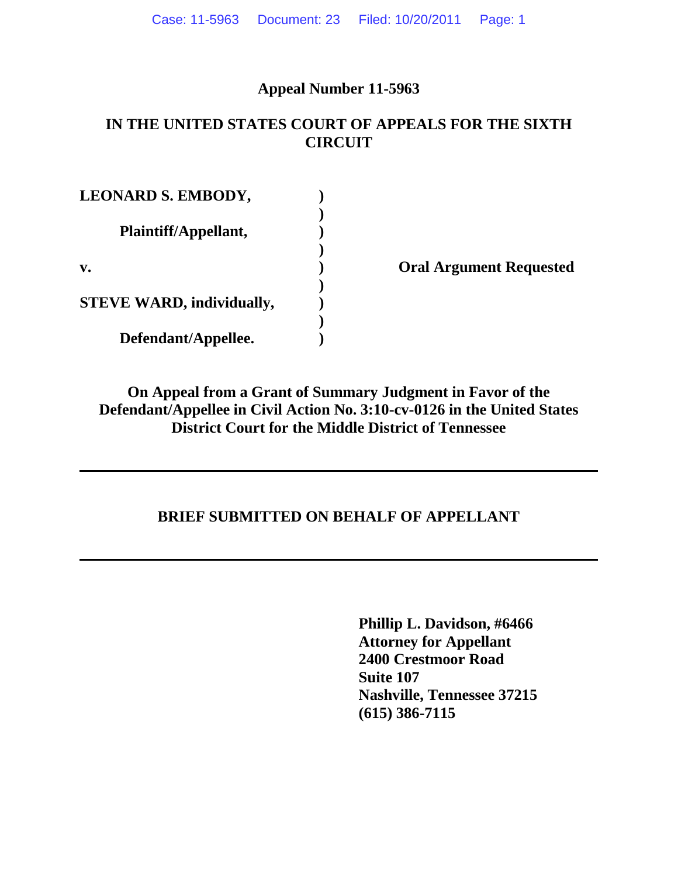**Appeal Number 11-5963**

**IN THE UNITED STATES COURT OF APPEALS FOR THE SIXTH CIRCUIT**

| | | |
|---|---|---|
| **LEONARD S. EMBODY,** | ) | |
| | ) | |
| **Plaintiff/Appellant,** | ) | |
| | ) | |
| **v.** | ) | **Oral Argument Requested** |
| | ) | |
| **STEVE WARD, individually,** | ) | |
| | ) | |
| **Defendant/Appellee.** | ) | |

**On Appeal from a Grant of Summary Judgment in Favor of the Defendant/Appellee in Civil Action No. 3:10-cv-0126 in the United States District Court for the Middle District of Tennessee**

---

**BRIEF SUBMITTED ON BEHALF OF APPELLANT**

---

**Phillip L. Davidson, #6466**
**Attorney for Appellant**
**2400 Crestmoor Road**
**Suite 107**
**Nashville, Tennessee 37215**
**(615) 386-7115**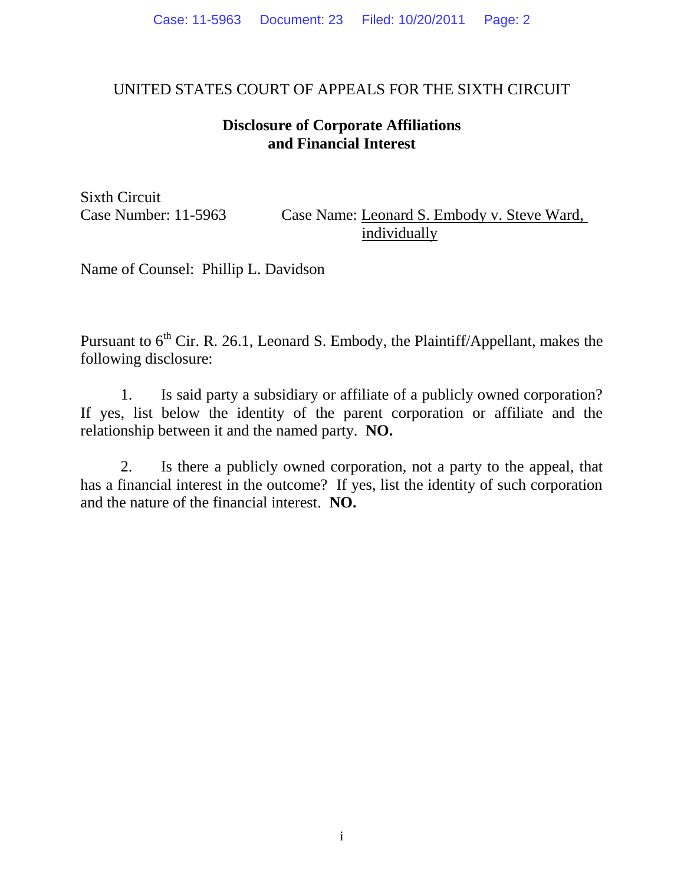UNITED STATES COURT OF APPEALS FOR THE SIXTH CIRCUIT

**Disclosure of Corporate Affiliations and Financial Interest**

Sixth Circuit
Case Number: 11-5963 Case Name: Leonard S. Embody v. Steve Ward, individually

Name of Counsel: Phillip L. Davidson

Pursuant to 6th Cir. R. 26.1, Leonard S. Embody, the Plaintiff/Appellant, makes the following disclosure:

1. Is said party a subsidiary or affiliate of a publicly owned corporation? If yes, list below the identity of the parent corporation or affiliate and the relationship between it and the named party. **NO.**

2. Is there a publicly owned corporation, not a party to the appeal, that has a financial interest in the outcome? If yes, list the identity of such corporation and the nature of the financial interest. **NO.**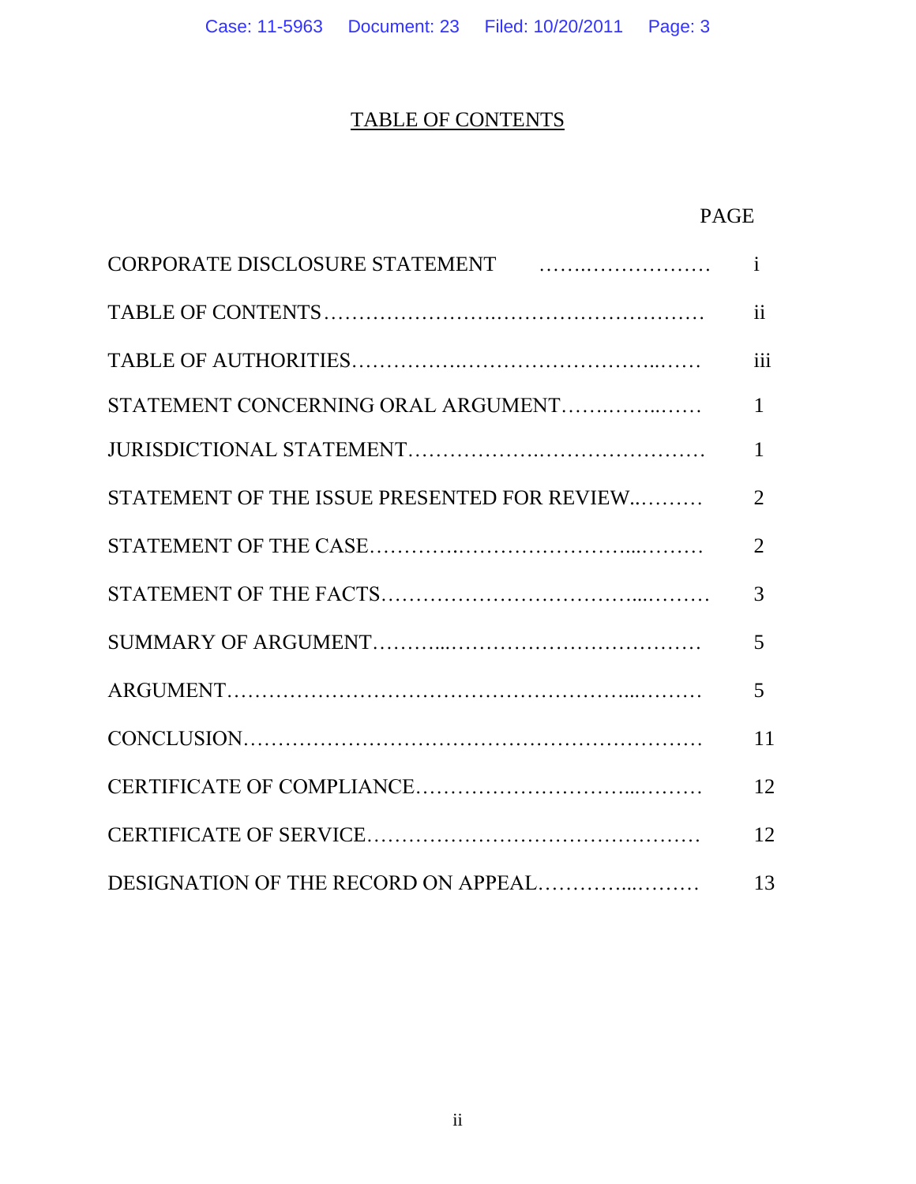# TABLE OF CONTENTS

| | PAGE |
|---|---|
| CORPORATE DISCLOSURE STATEMENT | i |
| TABLE OF CONTENTS | ii |
| TABLE OF AUTHORITIES | iii |
| STATEMENT CONCERNING ORAL ARGUMENT | 1 |
| JURISDICTIONAL STATEMENT | 1 |
| STATEMENT OF THE ISSUE PRESENTED FOR REVIEW | 2 |
| STATEMENT OF THE CASE | 2 |
| STATEMENT OF THE FACTS | 3 |
| SUMMARY OF ARGUMENT | 5 |
| ARGUMENT | 5 |
| CONCLUSION | 11 |
| CERTIFICATE OF COMPLIANCE | 12 |
| CERTIFICATE OF SERVICE | 12 |
| DESIGNATION OF THE RECORD ON APPEAL | 13 |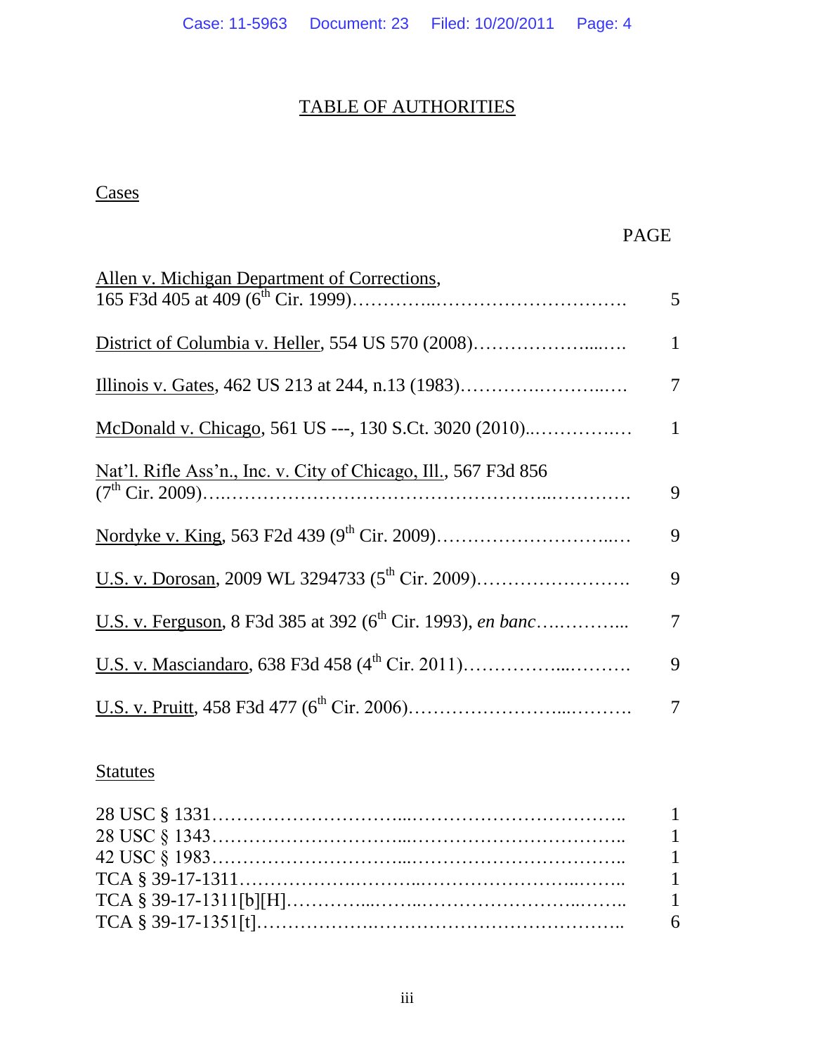# TABLE OF AUTHORITIES

## Cases

| | PAGE |
|---|---|
| Allen v. Michigan Department of Corrections, 165 F3d 405 at 409 (6th Cir. 1999) | 5 |
| District of Columbia v. Heller, 554 US 570 (2008) | 1 |
| Illinois v. Gates, 462 US 213 at 244, n.13 (1983) | 7 |
| McDonald v. Chicago, 561 US ---, 130 S.Ct. 3020 (2010) | 1 |
| Nat'l. Rifle Ass'n., Inc. v. City of Chicago, Ill., 567 F3d 856 (7th Cir. 2009) | 9 |
| Nordyke v. King, 563 F2d 439 (9th Cir. 2009) | 9 |
| U.S. v. Dorosan, 2009 WL 3294733 (5th Cir. 2009) | 9 |
| U.S. v. Ferguson, 8 F3d 385 at 392 (6th Cir. 1993), *en banc* | 7 |
| U.S. v. Masciandaro, 638 F3d 458 (4th Cir. 2011) | 9 |
| U.S. v. Pruitt, 458 F3d 477 (6th Cir. 2006) | 7 |

## Statutes

| | |
|---|---|
| 28 USC § 1331 | 1 |
| 28 USC § 1343 | 1 |
| 42 USC § 1983 | 1 |
| TCA § 39-17-1311 | 1 |
| TCA § 39-17-1311[b][H] | 1 |
| TCA § 39-17-1351[t] | 6 |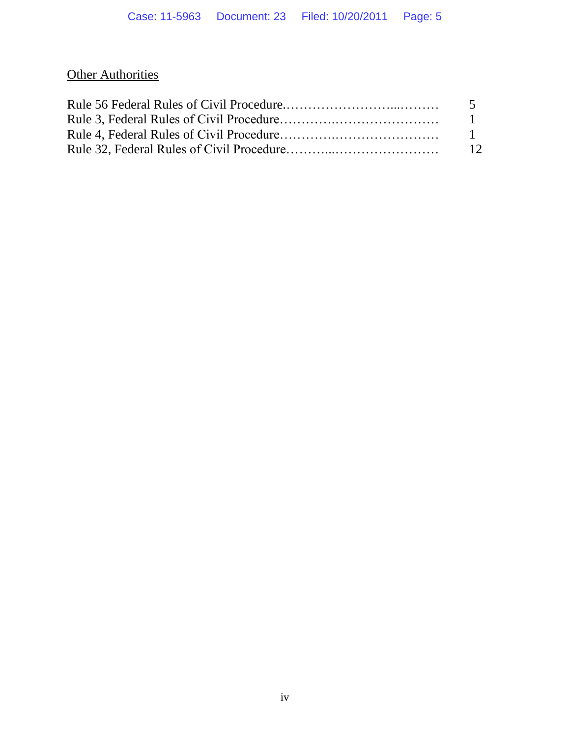Other Authorities

| | |
|---|---|
| Rule 56 Federal Rules of Civil Procedure. | 5 |
| Rule 3, Federal Rules of Civil Procedure | 1 |
| Rule 4, Federal Rules of Civil Procedure | 1 |
| Rule 32, Federal Rules of Civil Procedure | 12 |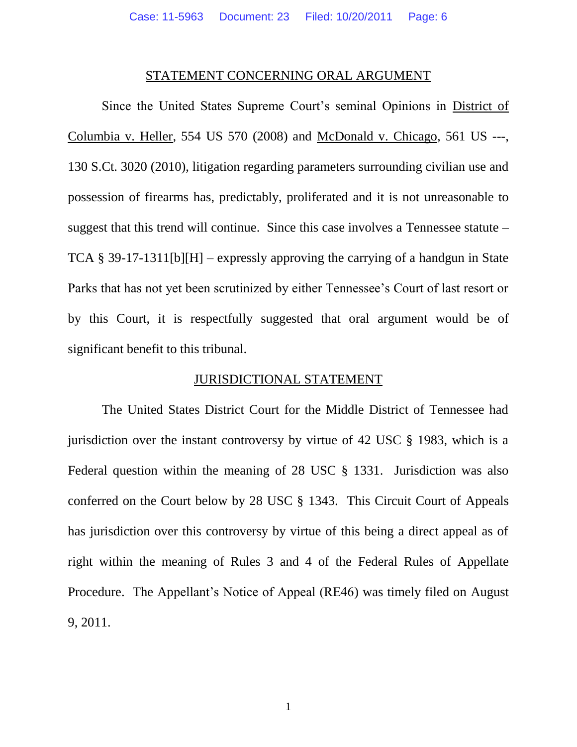## STATEMENT CONCERNING ORAL ARGUMENT

Since the United States Supreme Court's seminal Opinions in District of Columbia v. Heller, 554 US 570 (2008) and McDonald v. Chicago, 561 US ---, 130 S.Ct. 3020 (2010), litigation regarding parameters surrounding civilian use and possession of firearms has, predictably, proliferated and it is not unreasonable to suggest that this trend will continue. Since this case involves a Tennessee statute – TCA § 39-17-1311[b][H] – expressly approving the carrying of a handgun in State Parks that has not yet been scrutinized by either Tennessee's Court of last resort or by this Court, it is respectfully suggested that oral argument would be of significant benefit to this tribunal.

## JURISDICTIONAL STATEMENT

The United States District Court for the Middle District of Tennessee had jurisdiction over the instant controversy by virtue of 42 USC § 1983, which is a Federal question within the meaning of 28 USC § 1331. Jurisdiction was also conferred on the Court below by 28 USC § 1343. This Circuit Court of Appeals has jurisdiction over this controversy by virtue of this being a direct appeal as of right within the meaning of Rules 3 and 4 of the Federal Rules of Appellate Procedure. The Appellant's Notice of Appeal (RE46) was timely filed on August 9, 2011.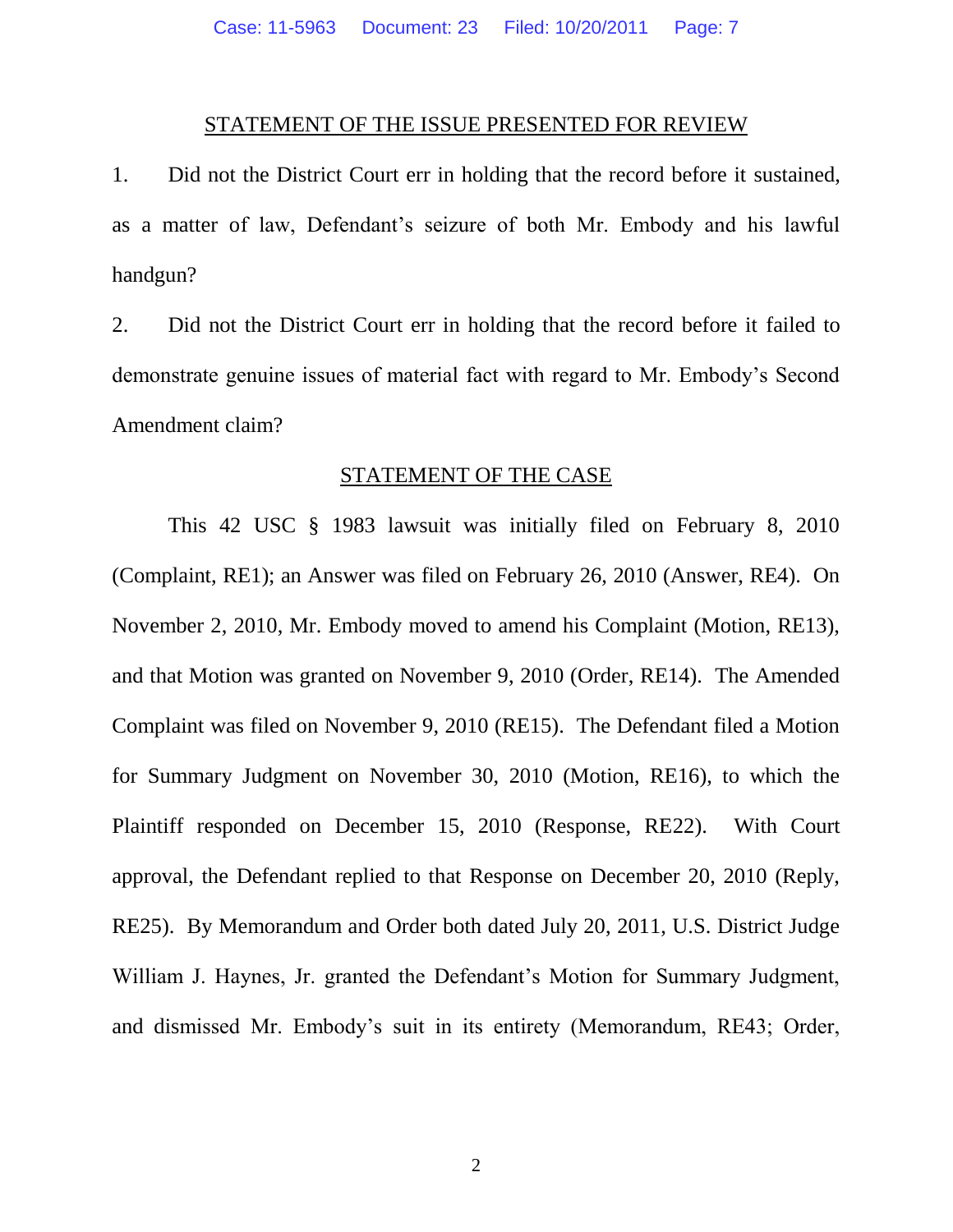## STATEMENT OF THE ISSUE PRESENTED FOR REVIEW

1. Did not the District Court err in holding that the record before it sustained, as a matter of law, Defendant's seizure of both Mr. Embody and his lawful handgun?

2. Did not the District Court err in holding that the record before it failed to demonstrate genuine issues of material fact with regard to Mr. Embody's Second Amendment claim?

## STATEMENT OF THE CASE

This 42 USC § 1983 lawsuit was initially filed on February 8, 2010 (Complaint, RE1); an Answer was filed on February 26, 2010 (Answer, RE4). On November 2, 2010, Mr. Embody moved to amend his Complaint (Motion, RE13), and that Motion was granted on November 9, 2010 (Order, RE14). The Amended Complaint was filed on November 9, 2010 (RE15). The Defendant filed a Motion for Summary Judgment on November 30, 2010 (Motion, RE16), to which the Plaintiff responded on December 15, 2010 (Response, RE22). With Court approval, the Defendant replied to that Response on December 20, 2010 (Reply, RE25). By Memorandum and Order both dated July 20, 2011, U.S. District Judge William J. Haynes, Jr. granted the Defendant's Motion for Summary Judgment, and dismissed Mr. Embody's suit in its entirety (Memorandum, RE43; Order,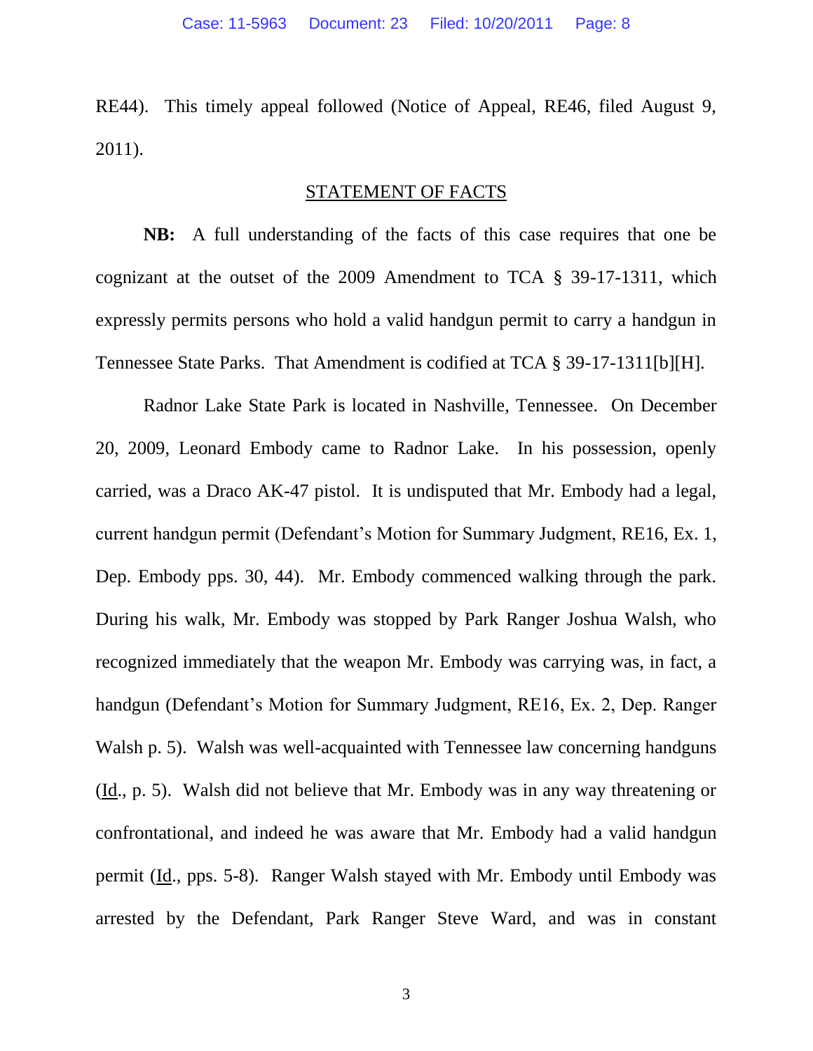RE44). This timely appeal followed (Notice of Appeal, RE46, filed August 9, 2011).

## STATEMENT OF FACTS

**NB:** A full understanding of the facts of this case requires that one be cognizant at the outset of the 2009 Amendment to TCA § 39-17-1311, which expressly permits persons who hold a valid handgun permit to carry a handgun in Tennessee State Parks. That Amendment is codified at TCA § 39-17-1311[b][H].

Radnor Lake State Park is located in Nashville, Tennessee. On December 20, 2009, Leonard Embody came to Radnor Lake. In his possession, openly carried, was a Draco AK-47 pistol. It is undisputed that Mr. Embody had a legal, current handgun permit (Defendant's Motion for Summary Judgment, RE16, Ex. 1, Dep. Embody pps. 30, 44). Mr. Embody commenced walking through the park. During his walk, Mr. Embody was stopped by Park Ranger Joshua Walsh, who recognized immediately that the weapon Mr. Embody was carrying was, in fact, a handgun (Defendant's Motion for Summary Judgment, RE16, Ex. 2, Dep. Ranger Walsh p. 5). Walsh was well-acquainted with Tennessee law concerning handguns (Id., p. 5). Walsh did not believe that Mr. Embody was in any way threatening or confrontational, and indeed he was aware that Mr. Embody had a valid handgun permit (Id., pps. 5-8). Ranger Walsh stayed with Mr. Embody until Embody was arrested by the Defendant, Park Ranger Steve Ward, and was in constant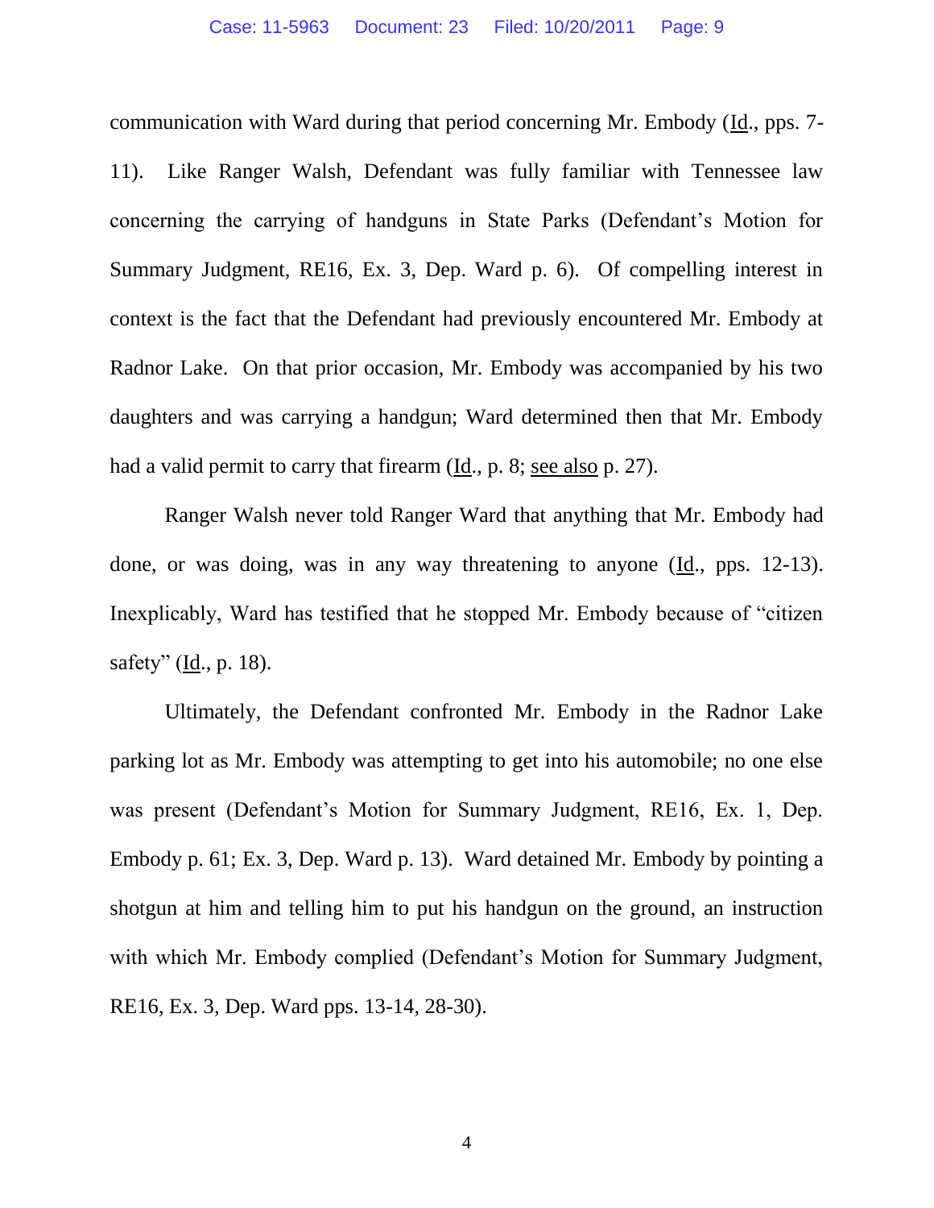communication with Ward during that period concerning Mr. Embody (Id., pps. 7-11). Like Ranger Walsh, Defendant was fully familiar with Tennessee law concerning the carrying of handguns in State Parks (Defendant's Motion for Summary Judgment, RE16, Ex. 3, Dep. Ward p. 6). Of compelling interest in context is the fact that the Defendant had previously encountered Mr. Embody at Radnor Lake. On that prior occasion, Mr. Embody was accompanied by his two daughters and was carrying a handgun; Ward determined then that Mr. Embody had a valid permit to carry that firearm (Id., p. 8; see also p. 27).

Ranger Walsh never told Ranger Ward that anything that Mr. Embody had done, or was doing, was in any way threatening to anyone (Id., pps. 12-13). Inexplicably, Ward has testified that he stopped Mr. Embody because of "citizen safety" (Id., p. 18).

Ultimately, the Defendant confronted Mr. Embody in the Radnor Lake parking lot as Mr. Embody was attempting to get into his automobile; no one else was present (Defendant's Motion for Summary Judgment, RE16, Ex. 1, Dep. Embody p. 61; Ex. 3, Dep. Ward p. 13). Ward detained Mr. Embody by pointing a shotgun at him and telling him to put his handgun on the ground, an instruction with which Mr. Embody complied (Defendant's Motion for Summary Judgment, RE16, Ex. 3, Dep. Ward pps. 13-14, 28-30).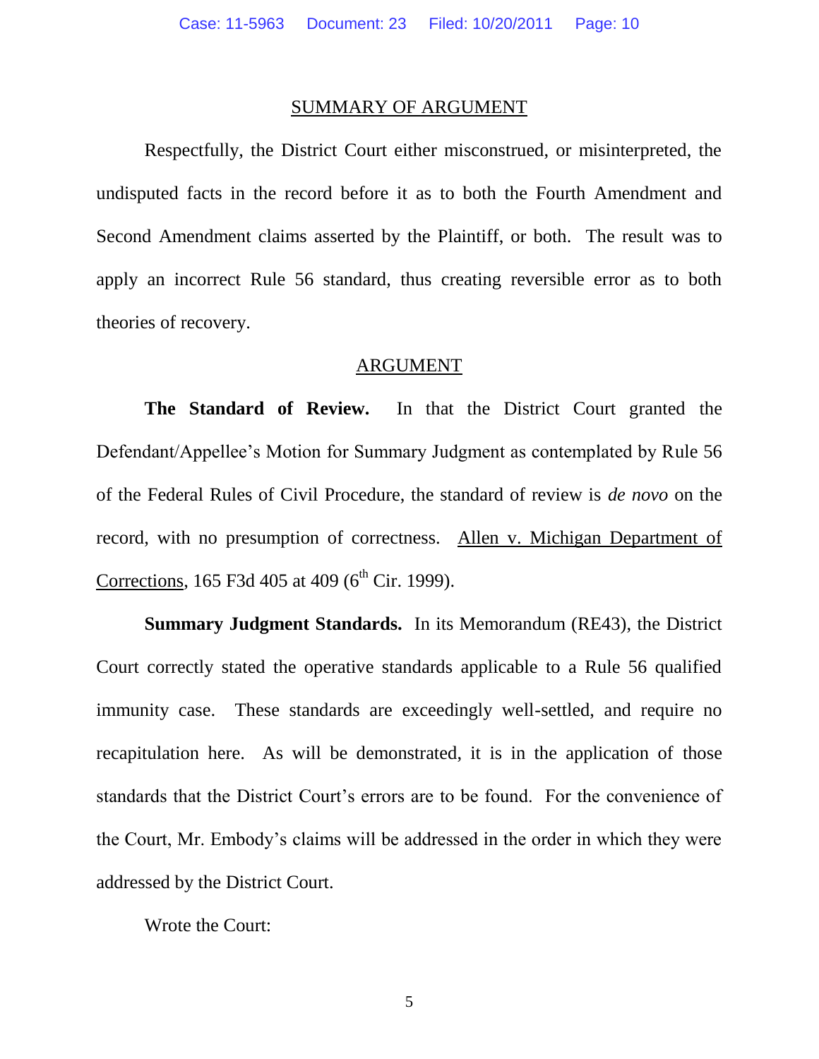## SUMMARY OF ARGUMENT

Respectfully, the District Court either misconstrued, or misinterpreted, the undisputed facts in the record before it as to both the Fourth Amendment and Second Amendment claims asserted by the Plaintiff, or both. The result was to apply an incorrect Rule 56 standard, thus creating reversible error as to both theories of recovery.

## ARGUMENT

**The Standard of Review.** In that the District Court granted the Defendant/Appellee's Motion for Summary Judgment as contemplated by Rule 56 of the Federal Rules of Civil Procedure, the standard of review is *de novo* on the record, with no presumption of correctness. Allen v. Michigan Department of Corrections, 165 F3d 405 at 409 (6th Cir. 1999).

**Summary Judgment Standards.** In its Memorandum (RE43), the District Court correctly stated the operative standards applicable to a Rule 56 qualified immunity case. These standards are exceedingly well-settled, and require no recapitulation here. As will be demonstrated, it is in the application of those standards that the District Court's errors are to be found. For the convenience of the Court, Mr. Embody's claims will be addressed in the order in which they were addressed by the District Court.

Wrote the Court: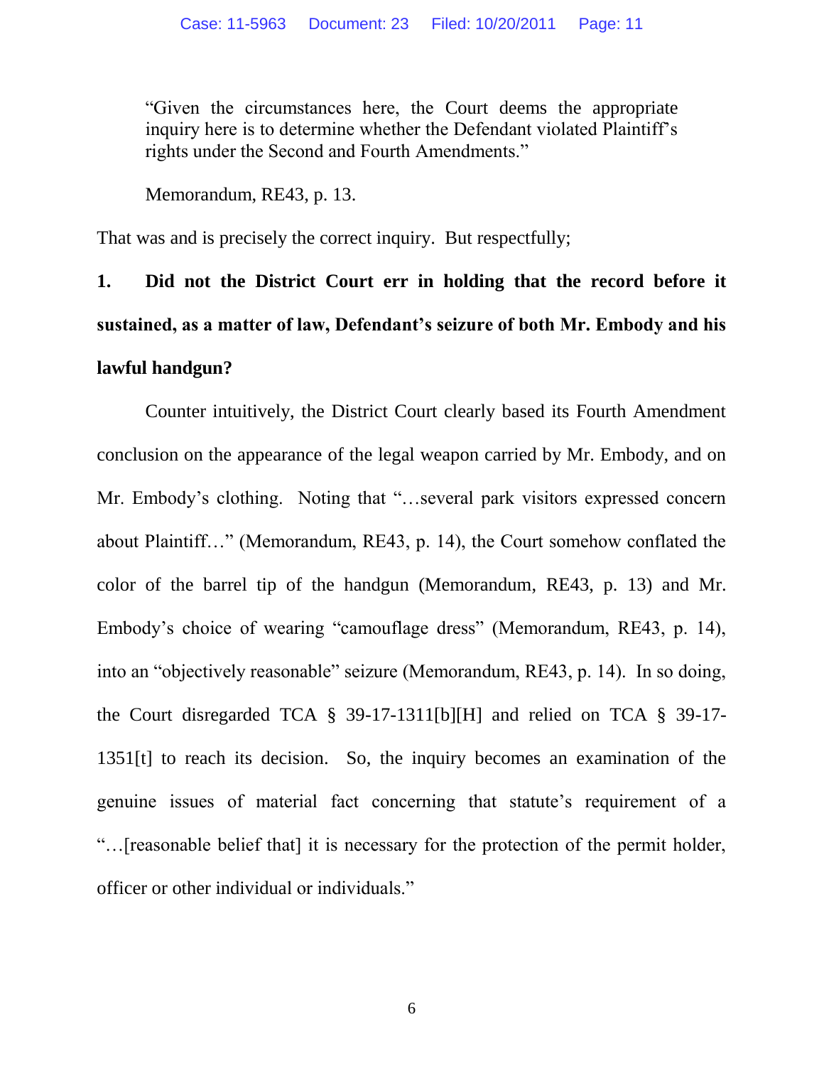> "Given the circumstances here, the Court deems the appropriate inquiry here is to determine whether the Defendant violated Plaintiff's rights under the Second and Fourth Amendments."
>
> Memorandum, RE43, p. 13.

That was and is precisely the correct inquiry. But respectfully;

**1. Did not the District Court err in holding that the record before it sustained, as a matter of law, Defendant's seizure of both Mr. Embody and his lawful handgun?**

Counter intuitively, the District Court clearly based its Fourth Amendment conclusion on the appearance of the legal weapon carried by Mr. Embody, and on Mr. Embody's clothing. Noting that "…several park visitors expressed concern about Plaintiff…" (Memorandum, RE43, p. 14), the Court somehow conflated the color of the barrel tip of the handgun (Memorandum, RE43, p. 13) and Mr. Embody's choice of wearing "camouflage dress" (Memorandum, RE43, p. 14), into an "objectively reasonable" seizure (Memorandum, RE43, p. 14). In so doing, the Court disregarded TCA § 39-17-1311[b][H] and relied on TCA § 39-17-1351[t] to reach its decision. So, the inquiry becomes an examination of the genuine issues of material fact concerning that statute's requirement of a "…[reasonable belief that] it is necessary for the protection of the permit holder, officer or other individual or individuals."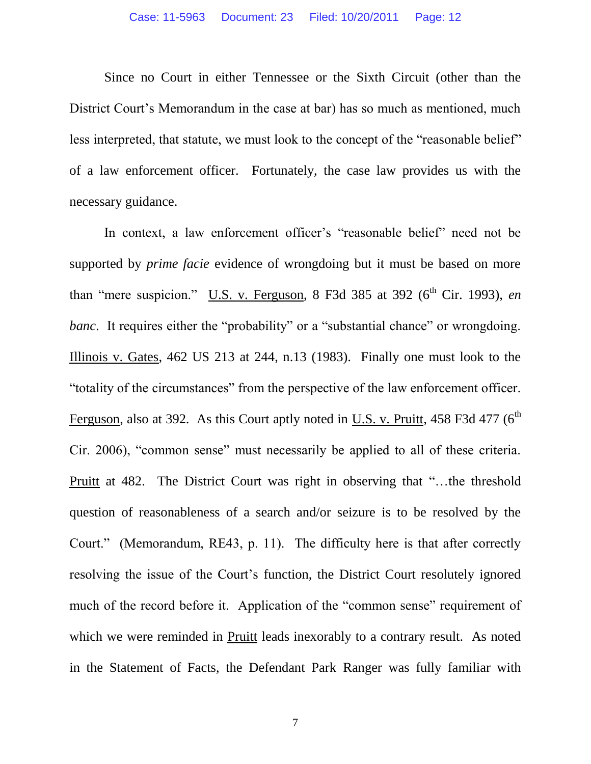Since no Court in either Tennessee or the Sixth Circuit (other than the District Court's Memorandum in the case at bar) has so much as mentioned, much less interpreted, that statute, we must look to the concept of the "reasonable belief" of a law enforcement officer. Fortunately, the case law provides us with the necessary guidance.

In context, a law enforcement officer's "reasonable belief" need not be supported by *prime facie* evidence of wrongdoing but it must be based on more than "mere suspicion." U.S. v. Ferguson, 8 F3d 385 at 392 (6th Cir. 1993), *en banc*. It requires either the "probability" or a "substantial chance" or wrongdoing. Illinois v. Gates, 462 US 213 at 244, n.13 (1983). Finally one must look to the "totality of the circumstances" from the perspective of the law enforcement officer. Ferguson, also at 392. As this Court aptly noted in U.S. v. Pruitt, 458 F3d 477 (6th Cir. 2006), "common sense" must necessarily be applied to all of these criteria. Pruitt at 482. The District Court was right in observing that "…the threshold question of reasonableness of a search and/or seizure is to be resolved by the Court." (Memorandum, RE43, p. 11). The difficulty here is that after correctly resolving the issue of the Court's function, the District Court resolutely ignored much of the record before it. Application of the "common sense" requirement of which we were reminded in Pruitt leads inexorably to a contrary result. As noted in the Statement of Facts, the Defendant Park Ranger was fully familiar with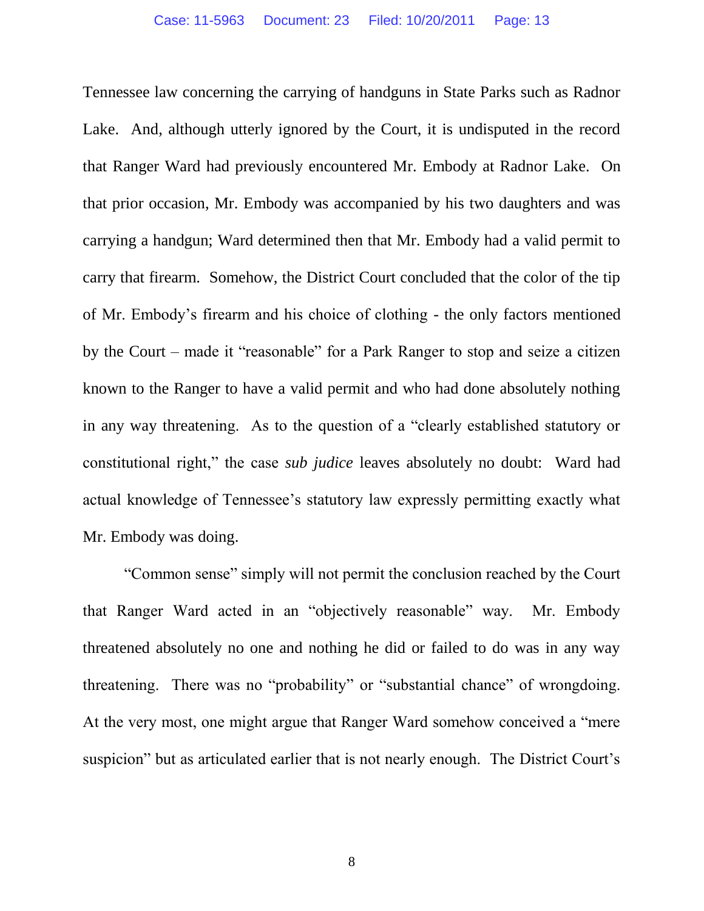Tennessee law concerning the carrying of handguns in State Parks such as Radnor Lake. And, although utterly ignored by the Court, it is undisputed in the record that Ranger Ward had previously encountered Mr. Embody at Radnor Lake. On that prior occasion, Mr. Embody was accompanied by his two daughters and was carrying a handgun; Ward determined then that Mr. Embody had a valid permit to carry that firearm. Somehow, the District Court concluded that the color of the tip of Mr. Embody's firearm and his choice of clothing - the only factors mentioned by the Court – made it "reasonable" for a Park Ranger to stop and seize a citizen known to the Ranger to have a valid permit and who had done absolutely nothing in any way threatening. As to the question of a "clearly established statutory or constitutional right," the case *sub judice* leaves absolutely no doubt: Ward had actual knowledge of Tennessee's statutory law expressly permitting exactly what Mr. Embody was doing.

"Common sense" simply will not permit the conclusion reached by the Court that Ranger Ward acted in an "objectively reasonable" way. Mr. Embody threatened absolutely no one and nothing he did or failed to do was in any way threatening. There was no "probability" or "substantial chance" of wrongdoing. At the very most, one might argue that Ranger Ward somehow conceived a "mere suspicion" but as articulated earlier that is not nearly enough. The District Court's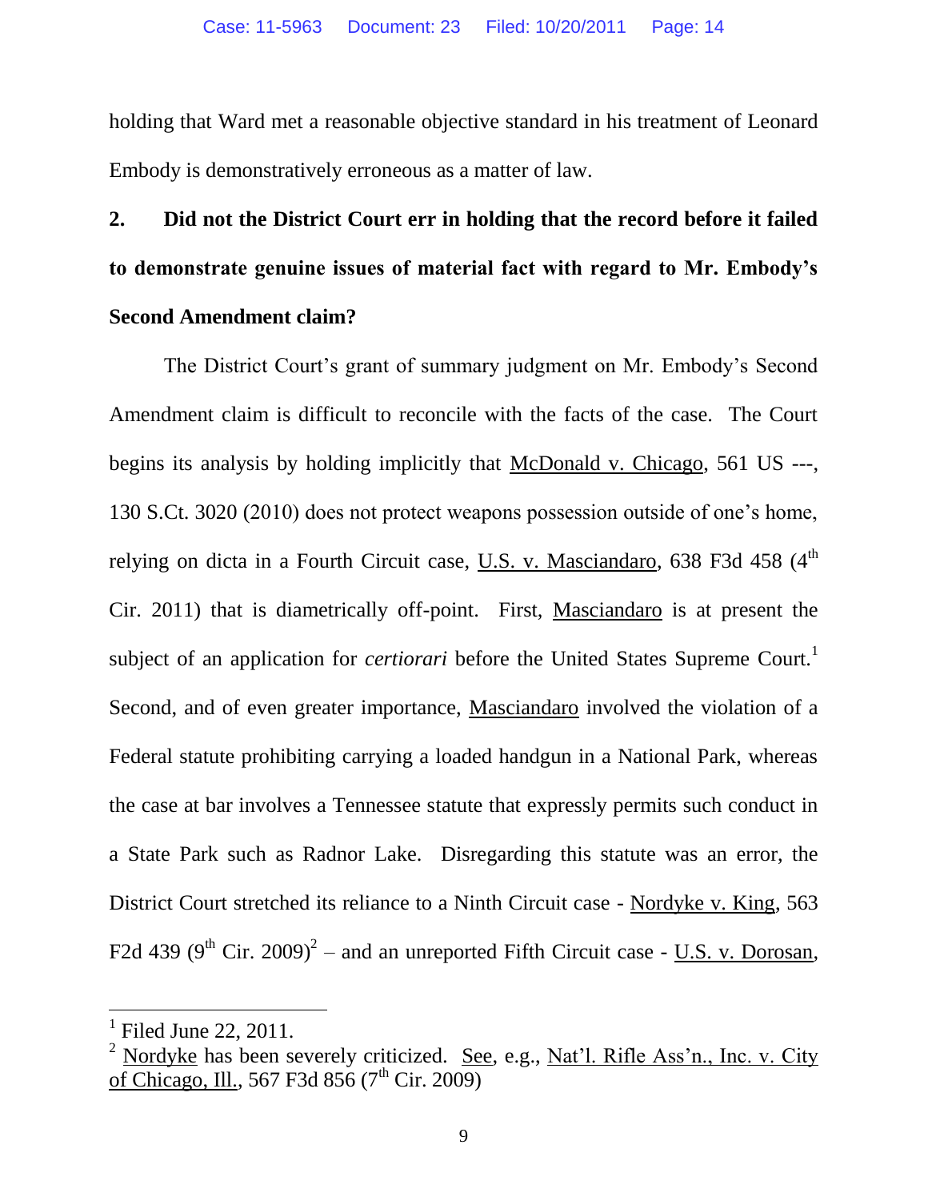holding that Ward met a reasonable objective standard in his treatment of Leonard Embody is demonstratively erroneous as a matter of law.

**2. Did not the District Court err in holding that the record before it failed to demonstrate genuine issues of material fact with regard to Mr. Embody's Second Amendment claim?**

The District Court's grant of summary judgment on Mr. Embody's Second Amendment claim is difficult to reconcile with the facts of the case. The Court begins its analysis by holding implicitly that McDonald v. Chicago, 561 US ---, 130 S.Ct. 3020 (2010) does not protect weapons possession outside of one's home, relying on dicta in a Fourth Circuit case, U.S. v. Masciandaro, 638 F3d 458 (4th Cir. 2011) that is diametrically off-point. First, Masciandaro is at present the subject of an application for *certiorari* before the United States Supreme Court.[1] Second, and of even greater importance, Masciandaro involved the violation of a Federal statute prohibiting carrying a loaded handgun in a National Park, whereas the case at bar involves a Tennessee statute that expressly permits such conduct in a State Park such as Radnor Lake. Disregarding this statute was an error, the District Court stretched its reliance to a Ninth Circuit case - Nordyke v. King, 563 F2d 439 (9th Cir. 2009)[2] – and an unreported Fifth Circuit case - U.S. v. Dorosan,

---

[1] Filed June 22, 2011.

[2] Nordyke has been severely criticized. See, e.g., Nat'l. Rifle Ass'n., Inc. v. City of Chicago, Ill., 567 F3d 856 (7th Cir. 2009)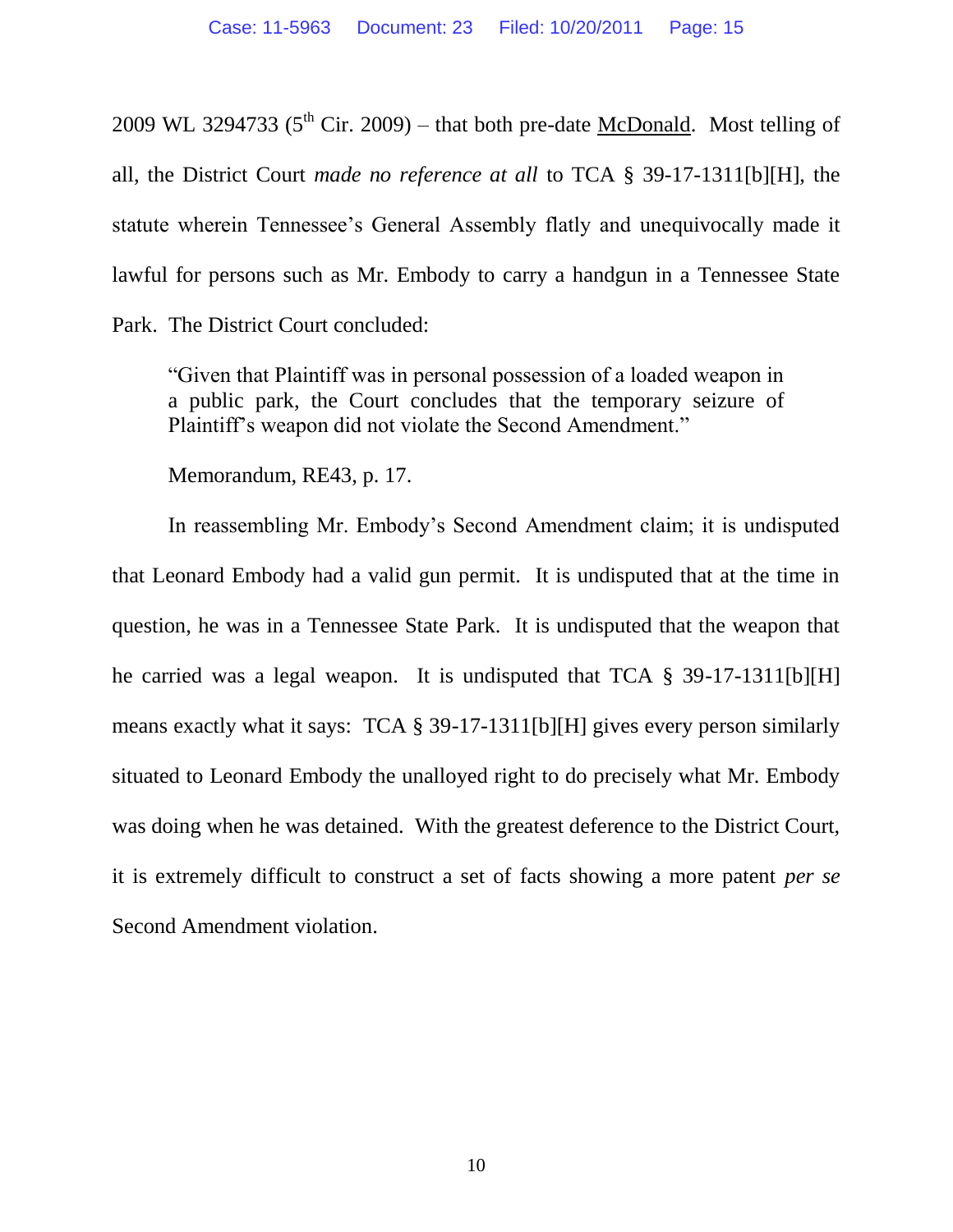2009 WL 3294733 (5th Cir. 2009) – that both pre-date McDonald. Most telling of all, the District Court *made no reference at all* to TCA § 39-17-1311[b][H], the statute wherein Tennessee's General Assembly flatly and unequivocally made it lawful for persons such as Mr. Embody to carry a handgun in a Tennessee State Park. The District Court concluded:

> "Given that Plaintiff was in personal possession of a loaded weapon in a public park, the Court concludes that the temporary seizure of Plaintiff's weapon did not violate the Second Amendment."
>
> Memorandum, RE43, p. 17.

In reassembling Mr. Embody's Second Amendment claim; it is undisputed that Leonard Embody had a valid gun permit. It is undisputed that at the time in question, he was in a Tennessee State Park. It is undisputed that the weapon that he carried was a legal weapon. It is undisputed that TCA § 39-17-1311[b][H] means exactly what it says: TCA § 39-17-1311[b][H] gives every person similarly situated to Leonard Embody the unalloyed right to do precisely what Mr. Embody was doing when he was detained. With the greatest deference to the District Court, it is extremely difficult to construct a set of facts showing a more patent *per se* Second Amendment violation.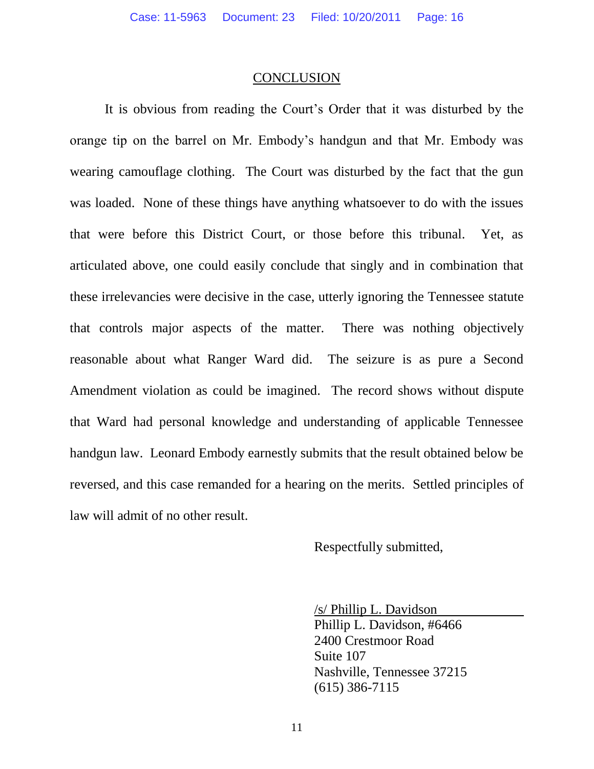## CONCLUSION

It is obvious from reading the Court's Order that it was disturbed by the orange tip on the barrel on Mr. Embody's handgun and that Mr. Embody was wearing camouflage clothing. The Court was disturbed by the fact that the gun was loaded. None of these things have anything whatsoever to do with the issues that were before this District Court, or those before this tribunal. Yet, as articulated above, one could easily conclude that singly and in combination that these irrelevancies were decisive in the case, utterly ignoring the Tennessee statute that controls major aspects of the matter. There was nothing objectively reasonable about what Ranger Ward did. The seizure is as pure a Second Amendment violation as could be imagined. The record shows without dispute that Ward had personal knowledge and understanding of applicable Tennessee handgun law. Leonard Embody earnestly submits that the result obtained below be reversed, and this case remanded for a hearing on the merits. Settled principles of law will admit of no other result.

Respectfully submitted,

/s/ Phillip L. Davidson
Phillip L. Davidson, #6466
2400 Crestmoor Road
Suite 107
Nashville, Tennessee 37215
(615) 386-7115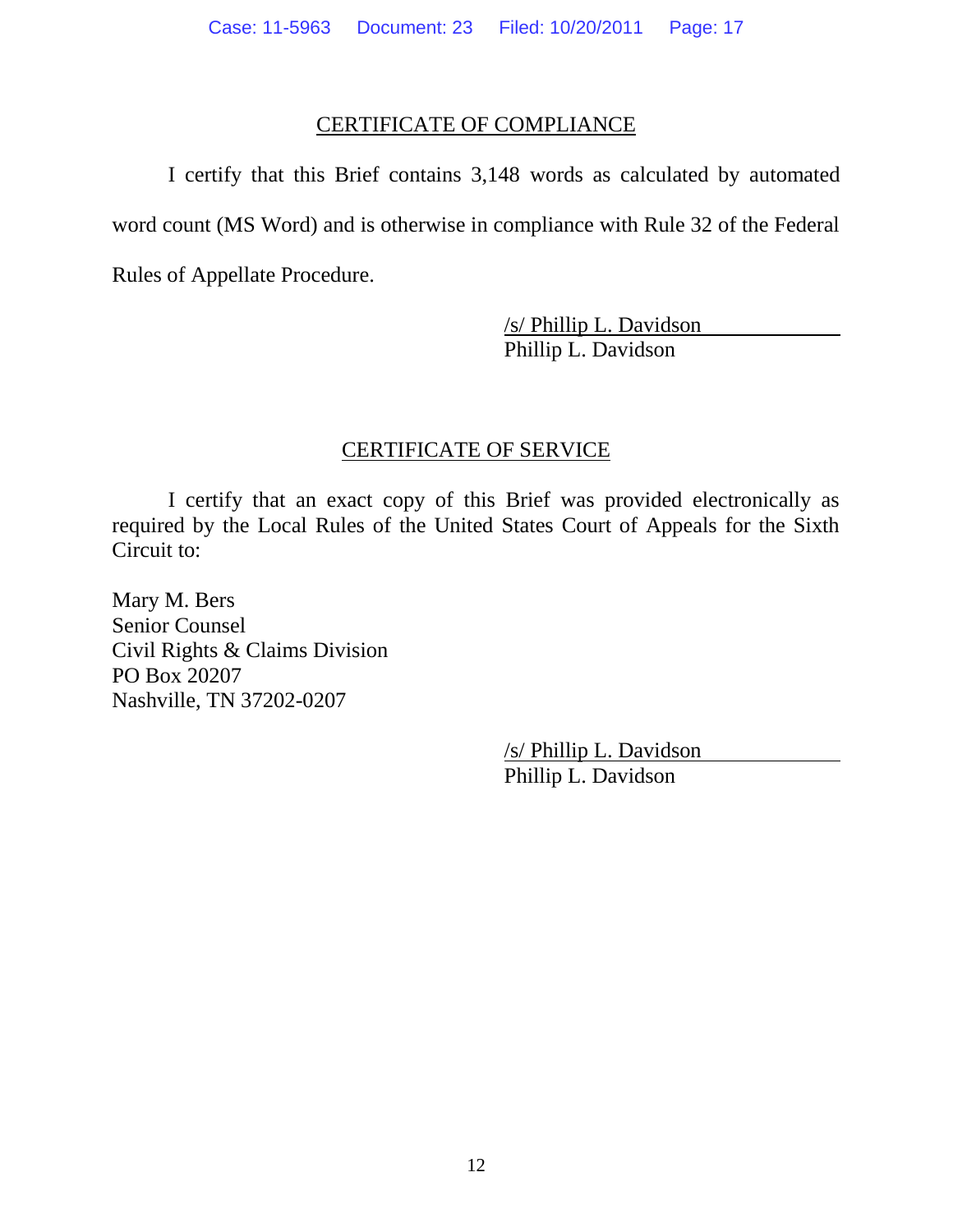## CERTIFICATE OF COMPLIANCE

I certify that this Brief contains 3,148 words as calculated by automated word count (MS Word) and is otherwise in compliance with Rule 32 of the Federal Rules of Appellate Procedure.

/s/ Phillip L. Davidson
Phillip L. Davidson

## CERTIFICATE OF SERVICE

I certify that an exact copy of this Brief was provided electronically as required by the Local Rules of the United States Court of Appeals for the Sixth Circuit to:

Mary M. Bers
Senior Counsel
Civil Rights & Claims Division
PO Box 20207
Nashville, TN 37202-0207

/s/ Phillip L. Davidson
Phillip L. Davidson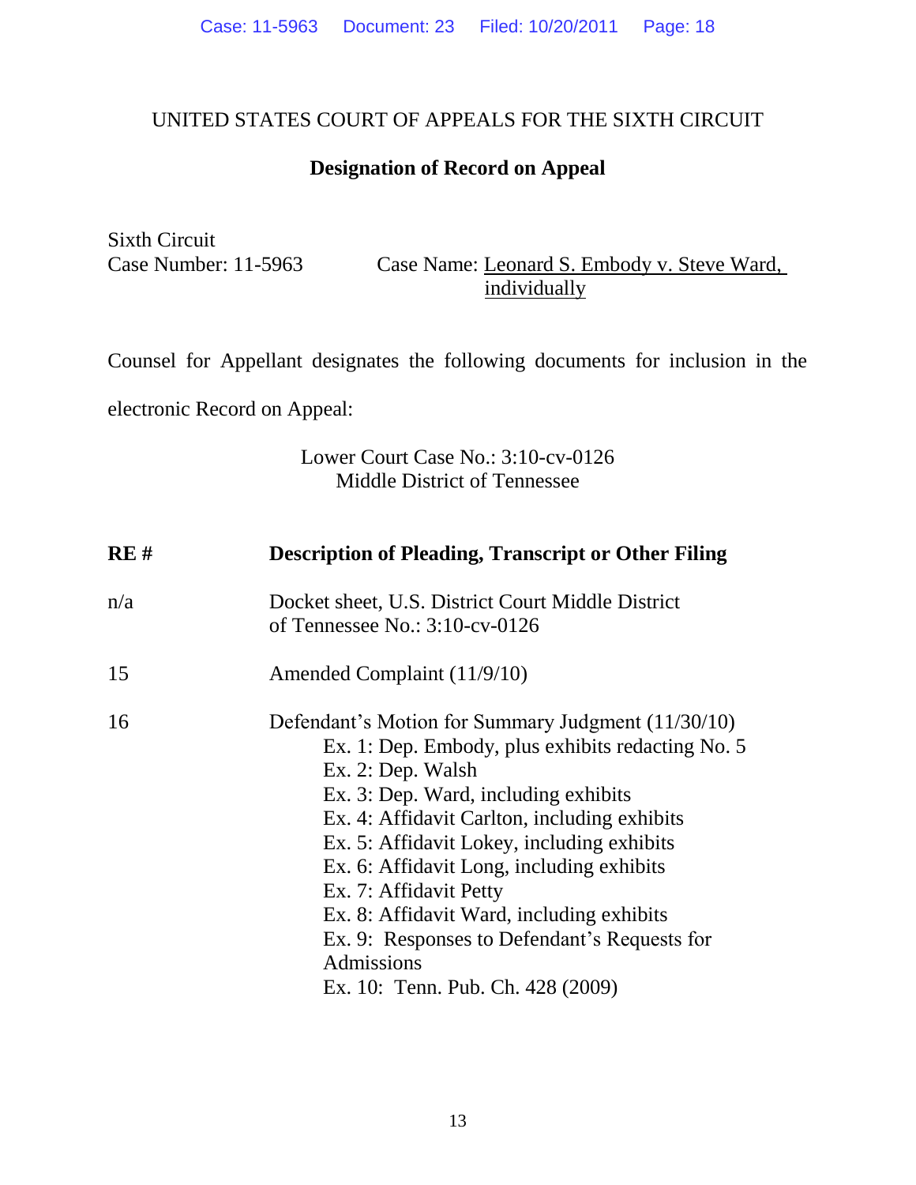UNITED STATES COURT OF APPEALS FOR THE SIXTH CIRCUIT

**Designation of Record on Appeal**

Sixth Circuit
Case Number: 11-5963 Case Name: Leonard S. Embody v. Steve Ward, individually

Counsel for Appellant designates the following documents for inclusion in the electronic Record on Appeal:

Lower Court Case No.: 3:10-cv-0126
Middle District of Tennessee

| RE # | Description of Pleading, Transcript or Other Filing |
|---|---|
| n/a | Docket sheet, U.S. District Court Middle District of Tennessee No.: 3:10-cv-0126 |
| 15 | Amended Complaint (11/9/10) |
| 16 | Defendant's Motion for Summary Judgment (11/30/10)<br>Ex. 1: Dep. Embody, plus exhibits redacting No. 5<br>Ex. 2: Dep. Walsh<br>Ex. 3: Dep. Ward, including exhibits<br>Ex. 4: Affidavit Carlton, including exhibits<br>Ex. 5: Affidavit Lokey, including exhibits<br>Ex. 6: Affidavit Long, including exhibits<br>Ex. 7: Affidavit Petty<br>Ex. 8: Affidavit Ward, including exhibits<br>Ex. 9: Responses to Defendant's Requests for Admissions<br>Ex. 10: Tenn. Pub. Ch. 428 (2009) |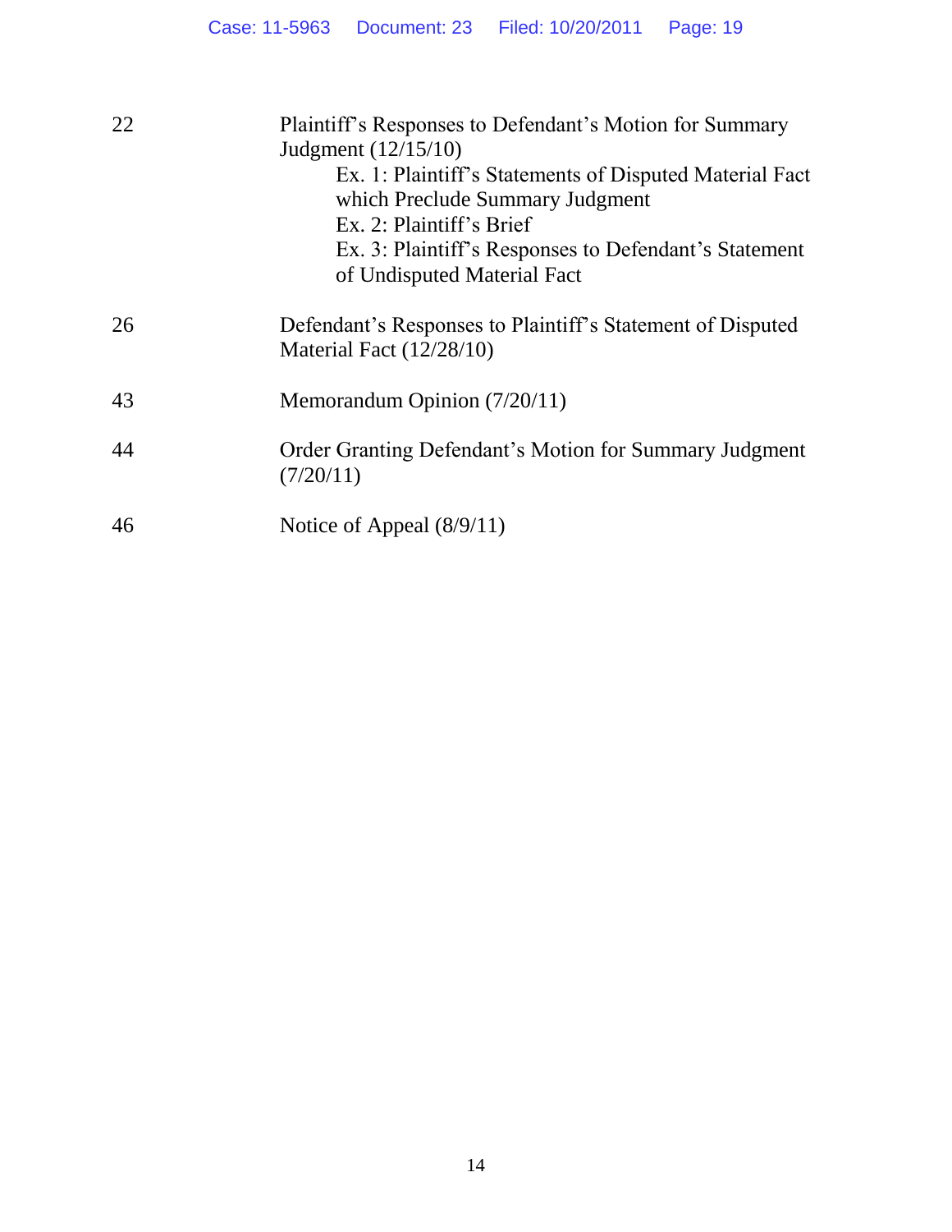| | |
|---|---|
| 22 | Plaintiff's Responses to Defendant's Motion for Summary Judgment (12/15/10)<br>Ex. 1: Plaintiff's Statements of Disputed Material Fact which Preclude Summary Judgment<br>Ex. 2: Plaintiff's Brief<br>Ex. 3: Plaintiff's Responses to Defendant's Statement of Undisputed Material Fact |
| 26 | Defendant's Responses to Plaintiff's Statement of Disputed Material Fact (12/28/10) |
| 43 | Memorandum Opinion (7/20/11) |
| 44 | Order Granting Defendant's Motion for Summary Judgment (7/20/11) |
| 46 | Notice of Appeal (8/9/11) |